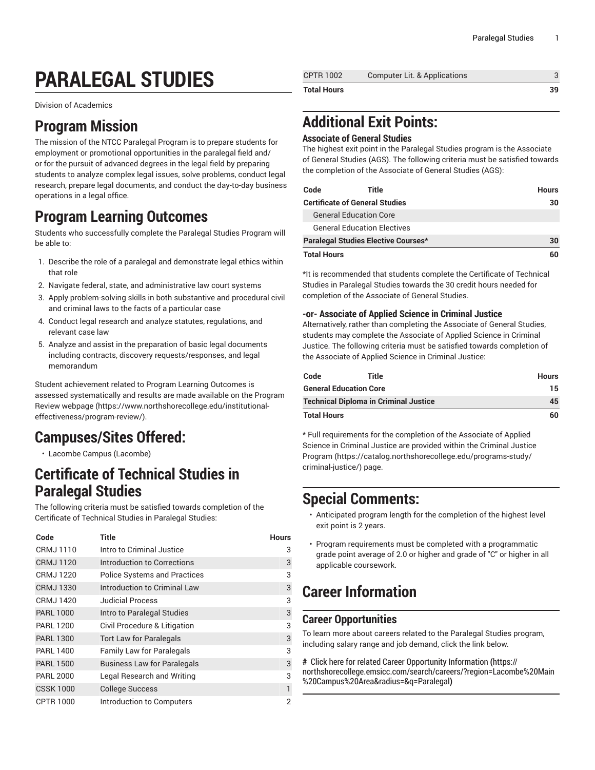# PARALEGAL STUDIES

Division of Academics

## Program Mission

The mission of the NTCC Paralegal Program is to prepare students for employment or promotional opportunities in the paralegal field and/or for the pursuit of advanced degrees in the legal field by preparing students to analyze complex legal issues, solve problems, conduct legal research, prepare legal documents, and conduct the day-to-day business operations in a legal office.

## Program Learning Outcomes

Students who successfully complete the Paralegal Studies Program will be able to:

1. Describe the role of a paralegal and demonstrate legal ethics within that role
2. Navigate federal, state, and administrative law court systems
3. Apply problem-solving skills in both substantive and procedural civil and criminal laws to the facts of a particular case
4. Conduct legal research and analyze statutes, regulations, and relevant case law
5. Analyze and assist in the preparation of basic legal documents including contracts, discovery requests/responses, and legal memorandum

Student achievement related to Program Learning Outcomes is assessed systematically and results are made available on the Program Review webpage (https://www.northshorecollege.edu/institutional-effectiveness/program-review/).

## Campuses/Sites Offered:

- Lacombe Campus (Lacombe)

## Certificate of Technical Studies in Paralegal Studies

The following criteria must be satisfied towards completion of the Certificate of Technical Studies in Paralegal Studies:

| Code | Title | Hours |
|---|---|---|
| CRMJ 1110 | Intro to Criminal Justice | 3 |
| CRMJ 1120 | Introduction to Corrections | 3 |
| CRMJ 1220 | Police Systems and Practices | 3 |
| CRMJ 1330 | Introduction to Criminal Law | 3 |
| CRMJ 1420 | Judicial Process | 3 |
| PARL 1000 | Intro to Paralegal Studies | 3 |
| PARL 1200 | Civil Procedure & Litigation | 3 |
| PARL 1300 | Tort Law for Paralegals | 3 |
| PARL 1400 | Family Law for Paralegals | 3 |
| PARL 1500 | Business Law for Paralegals | 3 |
| PARL 2000 | Legal Research and Writing | 3 |
| CSSK 1000 | College Success | 1 |
| CPTR 1000 | Introduction to Computers | 2 |
| CPTR 1002 | Computer Lit. & Applications | 3 |
| **Total Hours** | | **39** |

## Additional Exit Points:

### Associate of General Studies

The highest exit point in the Paralegal Studies program is the Associate of General Studies (AGS). The following criteria must be satisfied towards the completion of the Associate of General Studies (AGS):

| Code | Title | Hours |
|---|---|---|
| **Certificate of General Studies** | | **30** |
| General Education Core | | |
| General Education Electives | | |
| **Paralegal Studies Elective Courses*** | | **30** |
| **Total Hours** | | **60** |

*It is recommended that students complete the Certificate of Technical Studies in Paralegal Studies towards the 30 credit hours needed for completion of the Associate of General Studies.

### -or- Associate of Applied Science in Criminal Justice

Alternatively, rather than completing the Associate of General Studies, students may complete the Associate of Applied Science in Criminal Justice. The following criteria must be satisfied towards completion of the Associate of Applied Science in Criminal Justice:

| Code | Title | Hours |
|---|---|---|
| **General Education Core** | | **15** |
| **Technical Diploma in Criminal Justice** | | **45** |
| **Total Hours** | | **60** |

* Full requirements for the completion of the Associate of Applied Science in Criminal Justice are provided within the Criminal Justice Program (https://catalog.northshorecollege.edu/programs-study/criminal-justice/) page.

## Special Comments:

- Anticipated program length for the completion of the highest level exit point is 2 years.
- Program requirements must be completed with a programmatic grade point average of 2.0 or higher and grade of "C" or higher in all applicable coursework.

## Career Information

### Career Opportunities

To learn more about careers related to the Paralegal Studies program, including salary range and job demand, click the link below.

# Click here for related Career Opportunity Information (https://northshorecollege.emsicc.com/search/careers/?region=Lacombe%20Main%20Campus%20Area&radius=&q=Paralegal)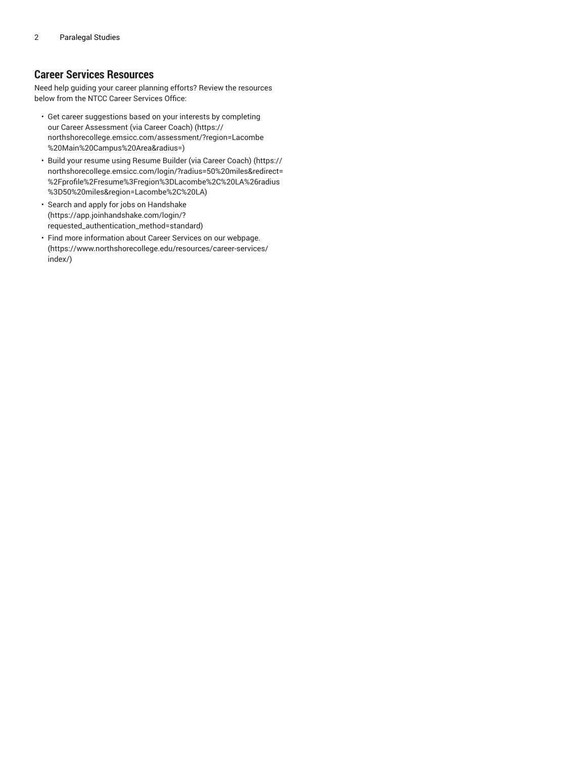## Career Services Resources

Need help guiding your career planning efforts? Review the resources below from the NTCC Career Services Office:

- Get career suggestions based on your interests by completing our Career Assessment (via Career Coach) (https://northshorecollege.emsicc.com/assessment/?region=Lacombe%20Main%20Campus%20Area&radius=)
- Build your resume using Resume Builder (via Career Coach) (https://northshorecollege.emsicc.com/login/?radius=50%20miles&redirect=%2Fprofile%2Fresume%3Fregion%3DLacombe%2C%20LA%26radius%3D50%20miles&region=Lacombe%2C%20LA)
- Search and apply for jobs on Handshake (https://app.joinhandshake.com/login/?requested_authentication_method=standard)
- Find more information about Career Services on our webpage. (https://www.northshorecollege.edu/resources/career-services/index/)